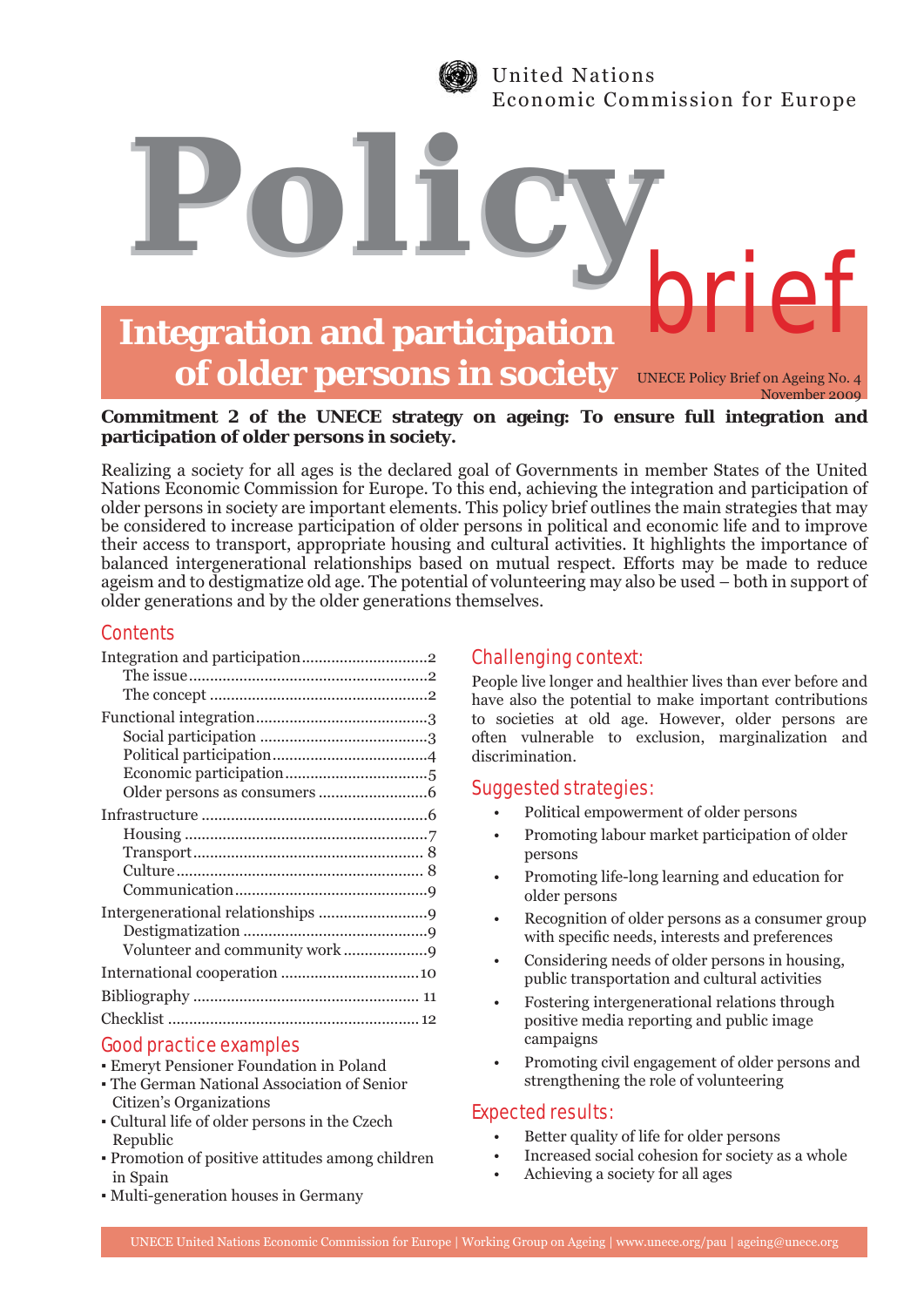United Nations
Economic Commission for Europe

# Policy brief

## Integration and participation of older persons in society

UNECE Policy Brief on Ageing No. 4
November 2009

**Commitment 2 of the UNECE strategy on ageing: To ensure full integration and participation of older persons in society.**

Realizing a society for all ages is the declared goal of Governments in member States of the United Nations Economic Commission for Europe. To this end, achieving the integration and participation of older persons in society are important elements. This policy brief outlines the main strategies that may be considered to increase participation of older persons in political and economic life and to improve their access to transport, appropriate housing and cultural activities. It highlights the importance of balanced intergenerational relationships based on mutual respect. Efforts may be made to reduce ageism and to destigmatize old age. The potential of volunteering may also be used – both in support of older generations and by the older generations themselves.

### Contents

- Integration and participation .......... 2
  - The issue .......... 2
  - The concept .......... 2
- Functional integration .......... 3
  - Social participation .......... 3
  - Political participation .......... 4
  - Economic participation .......... 5
  - Older persons as consumers .......... 6
- Infrastructure .......... 6
  - Housing .......... 7
  - Transport .......... 8
  - Culture .......... 8
  - Communication .......... 9
- Intergenerational relationships .......... 9
  - Destigmatization .......... 9
  - Volunteer and community work .......... 9
- International cooperation .......... 10
- Bibliography .......... 11
- Checklist .......... 12

### Good practice examples

- Emeryt Pensioner Foundation in Poland
- The German National Association of Senior Citizen's Organizations
- Cultural life of older persons in the Czech Republic
- Promotion of positive attitudes among children in Spain
- Multi-generation houses in Germany

### Challenging context:

People live longer and healthier lives than ever before and have also the potential to make important contributions to societies at old age. However, older persons are often vulnerable to exclusion, marginalization and discrimination.

### Suggested strategies:

- Political empowerment of older persons
- Promoting labour market participation of older persons
- Promoting life-long learning and education for older persons
- Recognition of older persons as a consumer group with specific needs, interests and preferences
- Considering needs of older persons in housing, public transportation and cultural activities
- Fostering intergenerational relations through positive media reporting and public image campaigns
- Promoting civil engagement of older persons and strengthening the role of volunteering

### Expected results:

- Better quality of life for older persons
- Increased social cohesion for society as a whole
- Achieving a society for all ages

UNECE United Nations Economic Commission for Europe | Working Group on Ageing | www.unece.org/pau | ageing@unece.org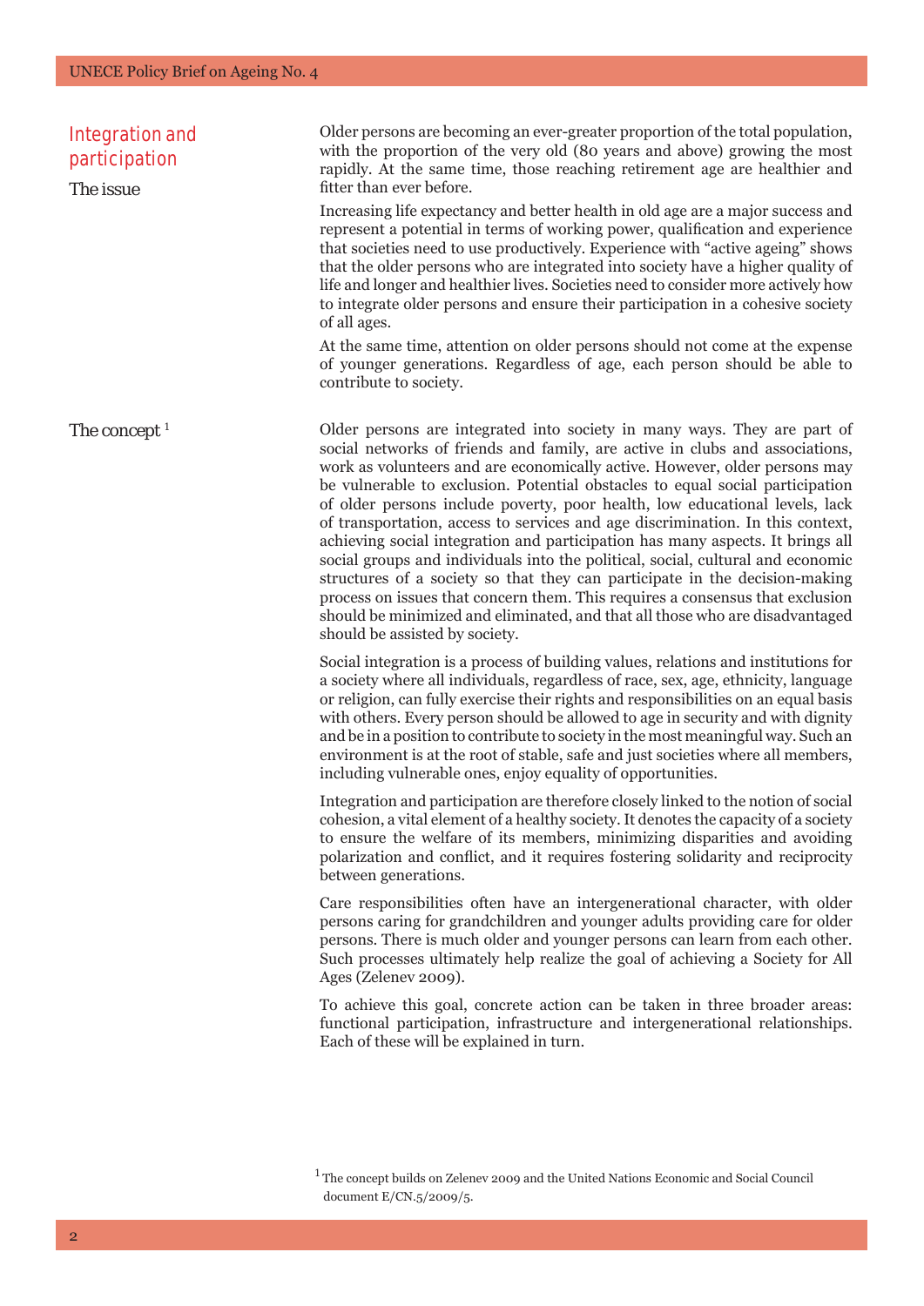## Integration and participation

### The issue

Older persons are becoming an ever-greater proportion of the total population, with the proportion of the very old (80 years and above) growing the most rapidly. At the same time, those reaching retirement age are healthier and fitter than ever before.

Increasing life expectancy and better health in old age are a major success and represent a potential in terms of working power, qualification and experience that societies need to use productively. Experience with "active ageing" shows that the older persons who are integrated into society have a higher quality of life and longer and healthier lives. Societies need to consider more actively how to integrate older persons and ensure their participation in a cohesive society of all ages.

At the same time, attention on older persons should not come at the expense of younger generations. Regardless of age, each person should be able to contribute to society.

### The concept [1]

Older persons are integrated into society in many ways. They are part of social networks of friends and family, are active in clubs and associations, work as volunteers and are economically active. However, older persons may be vulnerable to exclusion. Potential obstacles to equal social participation of older persons include poverty, poor health, low educational levels, lack of transportation, access to services and age discrimination. In this context, achieving social integration and participation has many aspects. It brings all social groups and individuals into the political, social, cultural and economic structures of a society so that they can participate in the decision-making process on issues that concern them. This requires a consensus that exclusion should be minimized and eliminated, and that all those who are disadvantaged should be assisted by society.

Social integration is a process of building values, relations and institutions for a society where all individuals, regardless of race, sex, age, ethnicity, language or religion, can fully exercise their rights and responsibilities on an equal basis with others. Every person should be allowed to age in security and with dignity and be in a position to contribute to society in the most meaningful way. Such an environment is at the root of stable, safe and just societies where all members, including vulnerable ones, enjoy equality of opportunities.

Integration and participation are therefore closely linked to the notion of social cohesion, a vital element of a healthy society. It denotes the capacity of a society to ensure the welfare of its members, minimizing disparities and avoiding polarization and conflict, and it requires fostering solidarity and reciprocity between generations.

Care responsibilities often have an intergenerational character, with older persons caring for grandchildren and younger adults providing care for older persons. There is much older and younger persons can learn from each other. Such processes ultimately help realize the goal of achieving a Society for All Ages (Zelenev 2009).

To achieve this goal, concrete action can be taken in three broader areas: functional participation, infrastructure and intergenerational relationships. Each of these will be explained in turn.

[1] The concept builds on Zelenev 2009 and the United Nations Economic and Social Council document E/CN.5/2009/5.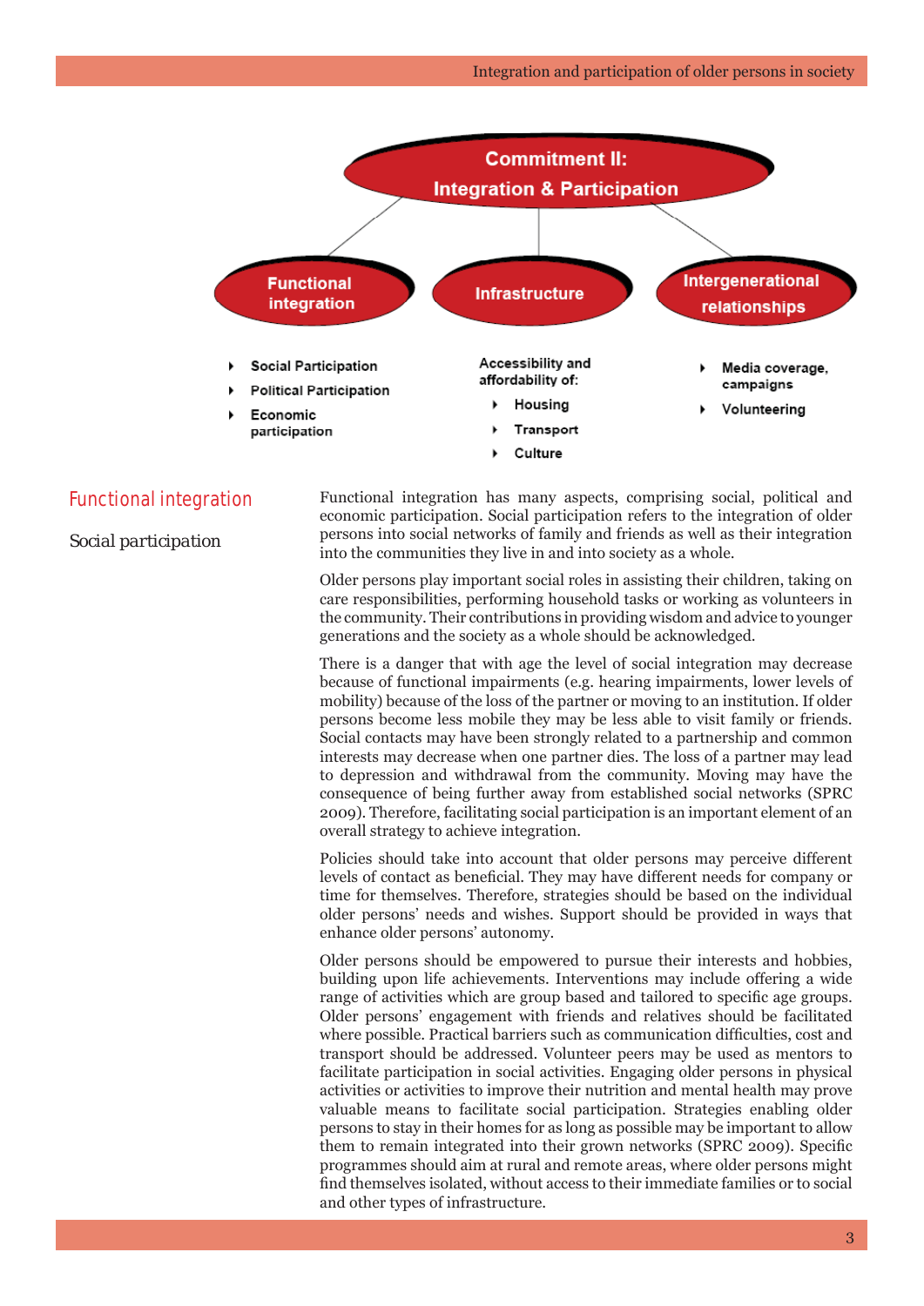**Commitment II: Integration & Participation**

- **Functional integration**
  - Social Participation
  - Political Participation
  - Economic participation
- **Infrastructure**
  - Accessibility and affordability of:
    - Housing
    - Transport
    - Culture
- **Intergenerational relationships**
  - Media coverage, campaigns
  - Volunteering

## Functional integration

### Social participation

Functional integration has many aspects, comprising social, political and economic participation. Social participation refers to the integration of older persons into social networks of family and friends as well as their integration into the communities they live in and into society as a whole.

Older persons play important social roles in assisting their children, taking on care responsibilities, performing household tasks or working as volunteers in the community. Their contributions in providing wisdom and advice to younger generations and the society as a whole should be acknowledged.

There is a danger that with age the level of social integration may decrease because of functional impairments (e.g. hearing impairments, lower levels of mobility) because of the loss of the partner or moving to an institution. If older persons become less mobile they may be less able to visit family or friends. Social contacts may have been strongly related to a partnership and common interests may decrease when one partner dies. The loss of a partner may lead to depression and withdrawal from the community. Moving may have the consequence of being further away from established social networks (SPRC 2009). Therefore, facilitating social participation is an important element of an overall strategy to achieve integration.

Policies should take into account that older persons may perceive different levels of contact as beneficial. They may have different needs for company or time for themselves. Therefore, strategies should be based on the individual older persons' needs and wishes. Support should be provided in ways that enhance older persons' autonomy.

Older persons should be empowered to pursue their interests and hobbies, building upon life achievements. Interventions may include offering a wide range of activities which are group based and tailored to specific age groups. Older persons' engagement with friends and relatives should be facilitated where possible. Practical barriers such as communication difficulties, cost and transport should be addressed. Volunteer peers may be used as mentors to facilitate participation in social activities. Engaging older persons in physical activities or activities to improve their nutrition and mental health may prove valuable means to facilitate social participation. Strategies enabling older persons to stay in their homes for as long as possible may be important to allow them to remain integrated into their grown networks (SPRC 2009). Specific programmes should aim at rural and remote areas, where older persons might find themselves isolated, without access to their immediate families or to social and other types of infrastructure.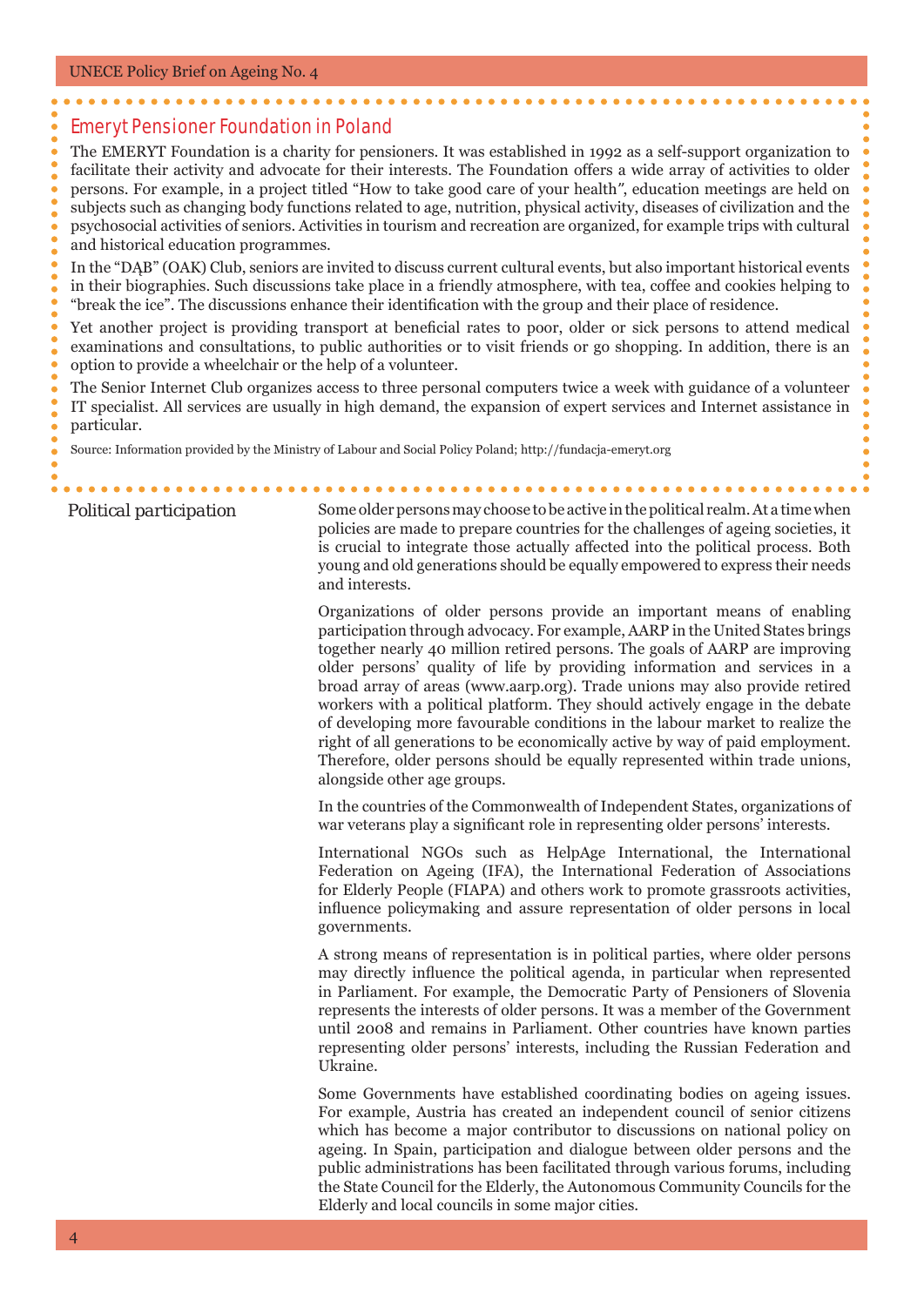## Emeryt Pensioner Foundation in Poland

The EMERYT Foundation is a charity for pensioners. It was established in 1992 as a self-support organization to facilitate their activity and advocate for their interests. The Foundation offers a wide array of activities to older persons. For example, in a project titled "How to take good care of your health", education meetings are held on subjects such as changing body functions related to age, nutrition, physical activity, diseases of civilization and the psychosocial activities of seniors. Activities in tourism and recreation are organized, for example trips with cultural and historical education programmes.

In the "DĄB" (OAK) Club, seniors are invited to discuss current cultural events, but also important historical events in their biographies. Such discussions take place in a friendly atmosphere, with tea, coffee and cookies helping to "break the ice". The discussions enhance their identification with the group and their place of residence.

Yet another project is providing transport at beneficial rates to poor, older or sick persons to attend medical examinations and consultations, to public authorities or to visit friends or go shopping. In addition, there is an option to provide a wheelchair or the help of a volunteer.

The Senior Internet Club organizes access to three personal computers twice a week with guidance of a volunteer IT specialist. All services are usually in high demand, the expansion of expert services and Internet assistance in particular.

Source: Information provided by the Ministry of Labour and Social Policy Poland; http://fundacja-emeryt.org

## Political participation

Some older persons may choose to be active in the political realm. At a time when policies are made to prepare countries for the challenges of ageing societies, it is crucial to integrate those actually affected into the political process. Both young and old generations should be equally empowered to express their needs and interests.

Organizations of older persons provide an important means of enabling participation through advocacy. For example, AARP in the United States brings together nearly 40 million retired persons. The goals of AARP are improving older persons' quality of life by providing information and services in a broad array of areas (www.aarp.org). Trade unions may also provide retired workers with a political platform. They should actively engage in the debate of developing more favourable conditions in the labour market to realize the right of all generations to be economically active by way of paid employment. Therefore, older persons should be equally represented within trade unions, alongside other age groups.

In the countries of the Commonwealth of Independent States, organizations of war veterans play a significant role in representing older persons' interests.

International NGOs such as HelpAge International, the International Federation on Ageing (IFA), the International Federation of Associations for Elderly People (FIAPA) and others work to promote grassroots activities, influence policymaking and assure representation of older persons in local governments.

A strong means of representation is in political parties, where older persons may directly influence the political agenda, in particular when represented in Parliament. For example, the Democratic Party of Pensioners of Slovenia represents the interests of older persons. It was a member of the Government until 2008 and remains in Parliament. Other countries have known parties representing older persons' interests, including the Russian Federation and Ukraine.

Some Governments have established coordinating bodies on ageing issues. For example, Austria has created an independent council of senior citizens which has become a major contributor to discussions on national policy on ageing. In Spain, participation and dialogue between older persons and the public administrations has been facilitated through various forums, including the State Council for the Elderly, the Autonomous Community Councils for the Elderly and local councils in some major cities.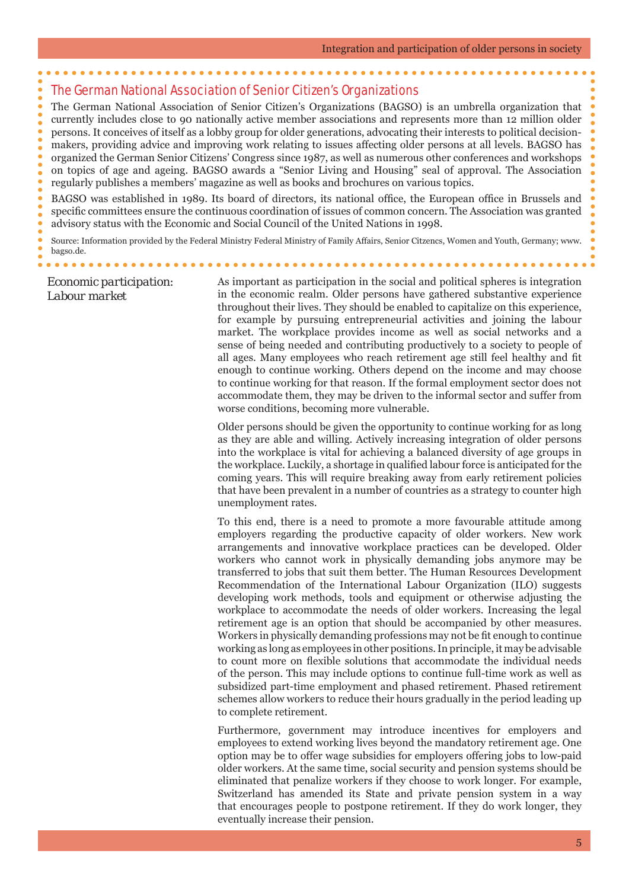### The German National Association of Senior Citizen's Organizations

The German National Association of Senior Citizen's Organizations (BAGSO) is an umbrella organization that currently includes close to 90 nationally active member associations and represents more than 12 million older persons. It conceives of itself as a lobby group for older generations, advocating their interests to political decision-makers, providing advice and improving work relating to issues affecting older persons at all levels. BAGSO has organized the German Senior Citizens' Congress since 1987, as well as numerous other conferences and workshops on topics of age and ageing. BAGSO awards a "Senior Living and Housing" seal of approval. The Association regularly publishes a members' magazine as well as books and brochures on various topics.

BAGSO was established in 1989. Its board of directors, its national office, the European office in Brussels and specific committees ensure the continuous coordination of issues of common concern. The Association was granted advisory status with the Economic and Social Council of the United Nations in 1998.

Source: Information provided by the Federal Ministry Federal Ministry of Family Affairs, Senior Citzencs, Women and Youth, Germany; www.bagso.de.

## *Economic participation: Labour market*

As important as participation in the social and political spheres is integration in the economic realm. Older persons have gathered substantive experience throughout their lives. They should be enabled to capitalize on this experience, for example by pursuing entrepreneurial activities and joining the labour market. The workplace provides income as well as social networks and a sense of being needed and contributing productively to a society to people of all ages. Many employees who reach retirement age still feel healthy and fit enough to continue working. Others depend on the income and may choose to continue working for that reason. If the formal employment sector does not accommodate them, they may be driven to the informal sector and suffer from worse conditions, becoming more vulnerable.

Older persons should be given the opportunity to continue working for as long as they are able and willing. Actively increasing integration of older persons into the workplace is vital for achieving a balanced diversity of age groups in the workplace. Luckily, a shortage in qualified labour force is anticipated for the coming years. This will require breaking away from early retirement policies that have been prevalent in a number of countries as a strategy to counter high unemployment rates.

To this end, there is a need to promote a more favourable attitude among employers regarding the productive capacity of older workers. New work arrangements and innovative workplace practices can be developed. Older workers who cannot work in physically demanding jobs anymore may be transferred to jobs that suit them better. The Human Resources Development Recommendation of the International Labour Organization (ILO) suggests developing work methods, tools and equipment or otherwise adjusting the workplace to accommodate the needs of older workers. Increasing the legal retirement age is an option that should be accompanied by other measures. Workers in physically demanding professions may not be fit enough to continue working as long as employees in other positions. In principle, it may be advisable to count more on flexible solutions that accommodate the individual needs of the person. This may include options to continue full-time work as well as subsidized part-time employment and phased retirement. Phased retirement schemes allow workers to reduce their hours gradually in the period leading up to complete retirement.

Furthermore, government may introduce incentives for employers and employees to extend working lives beyond the mandatory retirement age. One option may be to offer wage subsidies for employers offering jobs to low-paid older workers. At the same time, social security and pension systems should be eliminated that penalize workers if they choose to work longer. For example, Switzerland has amended its State and private pension system in a way that encourages people to postpone retirement. If they do work longer, they eventually increase their pension.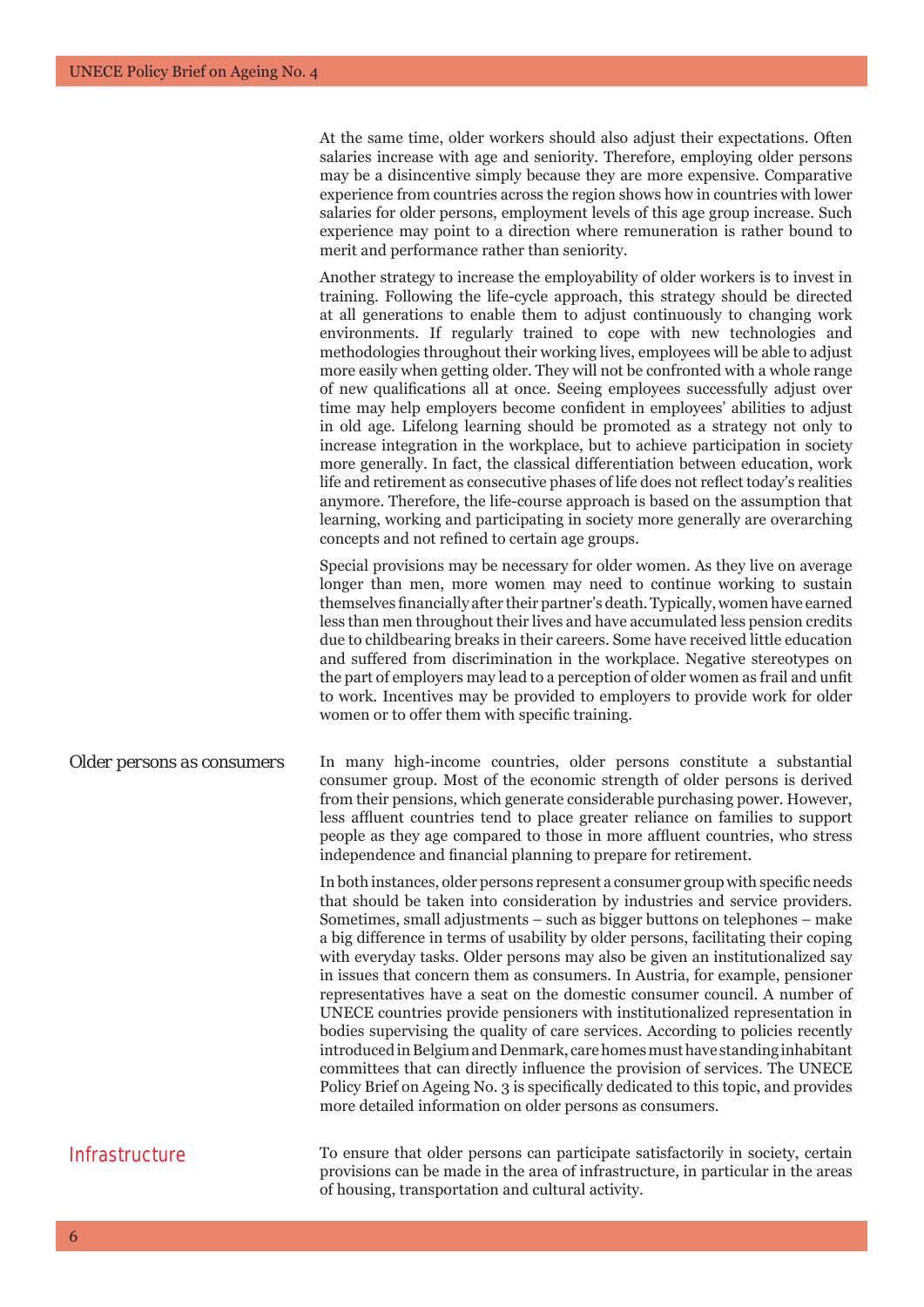At the same time, older workers should also adjust their expectations. Often salaries increase with age and seniority. Therefore, employing older persons may be a disincentive simply because they are more expensive. Comparative experience from countries across the region shows how in countries with lower salaries for older persons, employment levels of this age group increase. Such experience may point to a direction where remuneration is rather bound to merit and performance rather than seniority.

Another strategy to increase the employability of older workers is to invest in training. Following the life-cycle approach, this strategy should be directed at all generations to enable them to adjust continuously to changing work environments. If regularly trained to cope with new technologies and methodologies throughout their working lives, employees will be able to adjust more easily when getting older. They will not be confronted with a whole range of new qualifications all at once. Seeing employees successfully adjust over time may help employers become confident in employees' abilities to adjust in old age. Lifelong learning should be promoted as a strategy not only to increase integration in the workplace, but to achieve participation in society more generally. In fact, the classical differentiation between education, work life and retirement as consecutive phases of life does not reflect today's realities anymore. Therefore, the life-course approach is based on the assumption that learning, working and participating in society more generally are overarching concepts and not refined to certain age groups.

Special provisions may be necessary for older women. As they live on average longer than men, more women may need to continue working to sustain themselves financially after their partner's death. Typically, women have earned less than men throughout their lives and have accumulated less pension credits due to childbearing breaks in their careers. Some have received little education and suffered from discrimination in the workplace. Negative stereotypes on the part of employers may lead to a perception of older women as frail and unfit to work. Incentives may be provided to employers to provide work for older women or to offer them with specific training.

### Older persons as consumers

In many high-income countries, older persons constitute a substantial consumer group. Most of the economic strength of older persons is derived from their pensions, which generate considerable purchasing power. However, less affluent countries tend to place greater reliance on families to support people as they age compared to those in more affluent countries, who stress independence and financial planning to prepare for retirement.

In both instances, older persons represent a consumer group with specific needs that should be taken into consideration by industries and service providers. Sometimes, small adjustments – such as bigger buttons on telephones – make a big difference in terms of usability by older persons, facilitating their coping with everyday tasks. Older persons may also be given an institutionalized say in issues that concern them as consumers. In Austria, for example, pensioner representatives have a seat on the domestic consumer council. A number of UNECE countries provide pensioners with institutionalized representation in bodies supervising the quality of care services. According to policies recently introduced in Belgium and Denmark, care homes must have standing inhabitant committees that can directly influence the provision of services. The UNECE Policy Brief on Ageing No. 3 is specifically dedicated to this topic, and provides more detailed information on older persons as consumers.

## Infrastructure

To ensure that older persons can participate satisfactorily in society, certain provisions can be made in the area of infrastructure, in particular in the areas of housing, transportation and cultural activity.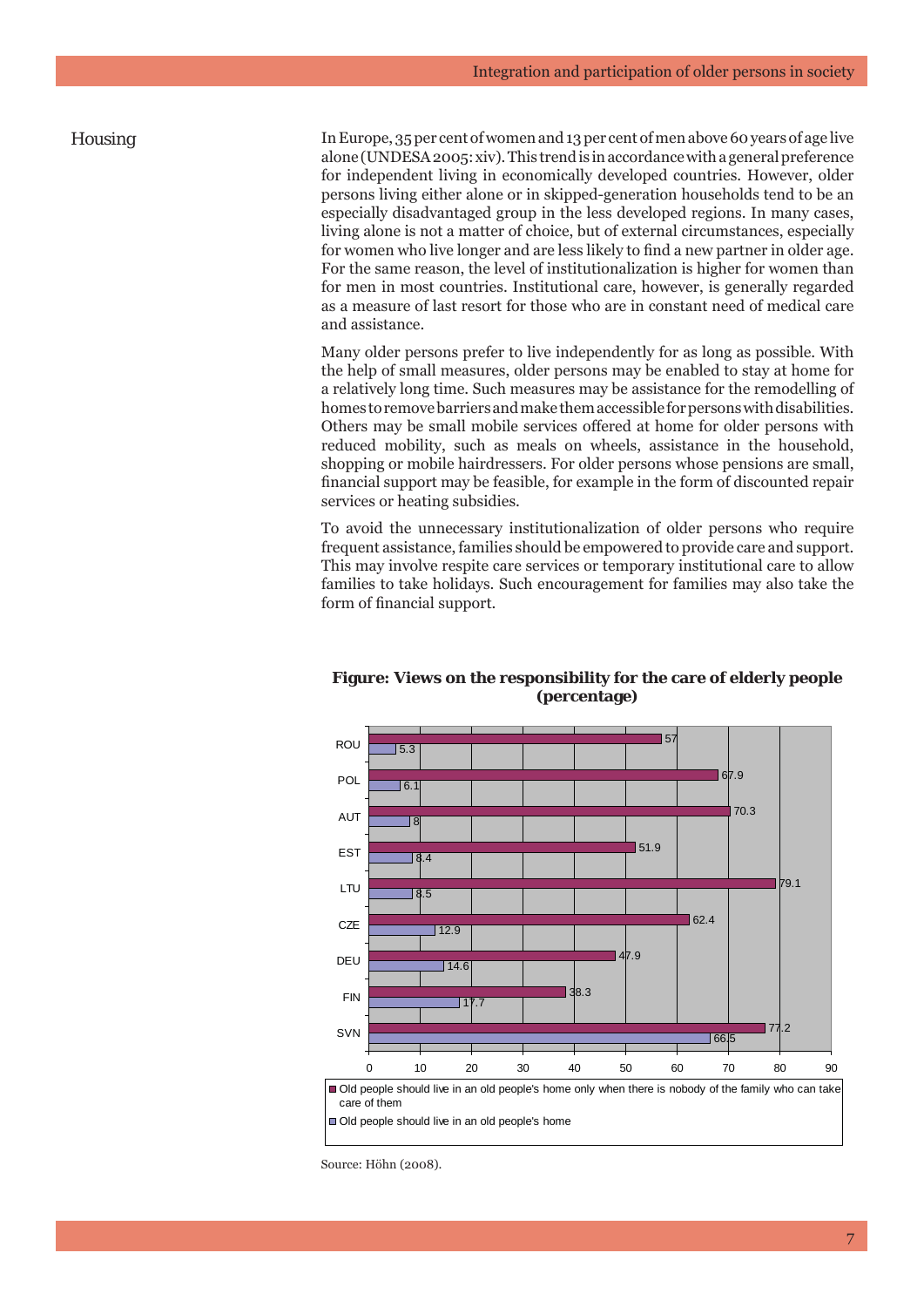## Housing

In Europe, 35 per cent of women and 13 per cent of men above 60 years of age live alone (UNDESA 2005: xiv). This trend is in accordance with a general preference for independent living in economically developed countries. However, older persons living either alone or in skipped-generation households tend to be an especially disadvantaged group in the less developed regions. In many cases, living alone is not a matter of choice, but of external circumstances, especially for women who live longer and are less likely to find a new partner in older age. For the same reason, the level of institutionalization is higher for women than for men in most countries. Institutional care, however, is generally regarded as a measure of last resort for those who are in constant need of medical care and assistance.

Many older persons prefer to live independently for as long as possible. With the help of small measures, older persons may be enabled to stay at home for a relatively long time. Such measures may be assistance for the remodelling of homes to remove barriers and make them accessible for persons with disabilities. Others may be small mobile services offered at home for older persons with reduced mobility, such as meals on wheels, assistance in the household, shopping or mobile hairdressers. For older persons whose pensions are small, financial support may be feasible, for example in the form of discounted repair services or heating subsidies.

To avoid the unnecessary institutionalization of older persons who require frequent assistance, families should be empowered to provide care and support. This may involve respite care services or temporary institutional care to allow families to take holidays. Such encouragement for families may also take the form of financial support.

**Figure: Views on the responsibility for the care of elderly people (percentage)**

| Country | Old people should live in an old people's home only when there is nobody of the family who can take care of them | Old people should live in an old people's home |
|---|---|---|
| ROU | 57 | 5.3 |
| POL | 67.9 | 6.1 |
| AUT | 70.3 | 8 |
| EST | 51.9 | 8.4 |
| LTU | 79.1 | 8.5 |
| CZE | 62.4 | 12.9 |
| DEU | 47.9 | 14.6 |
| FIN | 38.3 | 17.7 |
| SVN | 77.2 | 66.5 |

Source: Höhn (2008).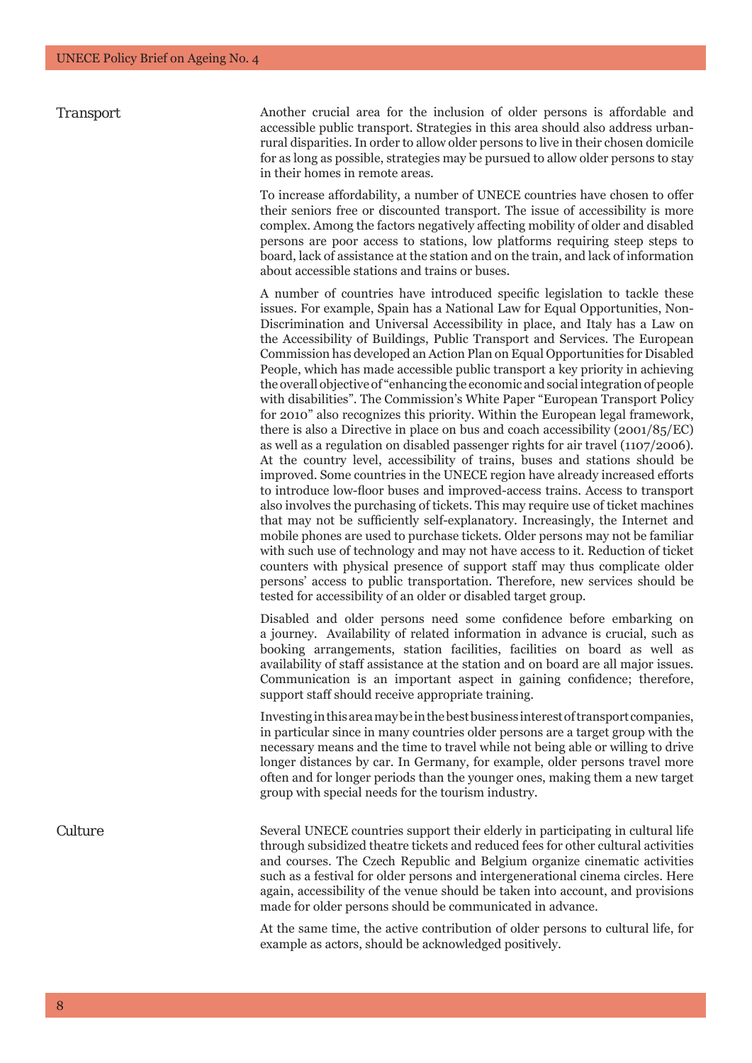## Transport

Another crucial area for the inclusion of older persons is affordable and accessible public transport. Strategies in this area should also address urban-rural disparities. In order to allow older persons to live in their chosen domicile for as long as possible, strategies may be pursued to allow older persons to stay in their homes in remote areas.

To increase affordability, a number of UNECE countries have chosen to offer their seniors free or discounted transport. The issue of accessibility is more complex. Among the factors negatively affecting mobility of older and disabled persons are poor access to stations, low platforms requiring steep steps to board, lack of assistance at the station and on the train, and lack of information about accessible stations and trains or buses.

A number of countries have introduced specific legislation to tackle these issues. For example, Spain has a National Law for Equal Opportunities, Non-Discrimination and Universal Accessibility in place, and Italy has a Law on the Accessibility of Buildings, Public Transport and Services. The European Commission has developed an Action Plan on Equal Opportunities for Disabled People, which has made accessible public transport a key priority in achieving the overall objective of "enhancing the economic and social integration of people with disabilities". The Commission's White Paper "European Transport Policy for 2010" also recognizes this priority. Within the European legal framework, there is also a Directive in place on bus and coach accessibility (2001/85/EC) as well as a regulation on disabled passenger rights for air travel (1107/2006). At the country level, accessibility of trains, buses and stations should be improved. Some countries in the UNECE region have already increased efforts to introduce low-floor buses and improved-access trains. Access to transport also involves the purchasing of tickets. This may require use of ticket machines that may not be sufficiently self-explanatory. Increasingly, the Internet and mobile phones are used to purchase tickets. Older persons may not be familiar with such use of technology and may not have access to it. Reduction of ticket counters with physical presence of support staff may thus complicate older persons' access to public transportation. Therefore, new services should be tested for accessibility of an older or disabled target group.

Disabled and older persons need some confidence before embarking on a journey. Availability of related information in advance is crucial, such as booking arrangements, station facilities, facilities on board as well as availability of staff assistance at the station and on board are all major issues. Communication is an important aspect in gaining confidence; therefore, support staff should receive appropriate training.

Investing in this area may be in the best business interest of transport companies, in particular since in many countries older persons are a target group with the necessary means and the time to travel while not being able or willing to drive longer distances by car. In Germany, for example, older persons travel more often and for longer periods than the younger ones, making them a new target group with special needs for the tourism industry.

## Culture

Several UNECE countries support their elderly in participating in cultural life through subsidized theatre tickets and reduced fees for other cultural activities and courses. The Czech Republic and Belgium organize cinematic activities such as a festival for older persons and intergenerational cinema circles. Here again, accessibility of the venue should be taken into account, and provisions made for older persons should be communicated in advance.

At the same time, the active contribution of older persons to cultural life, for example as actors, should be acknowledged positively.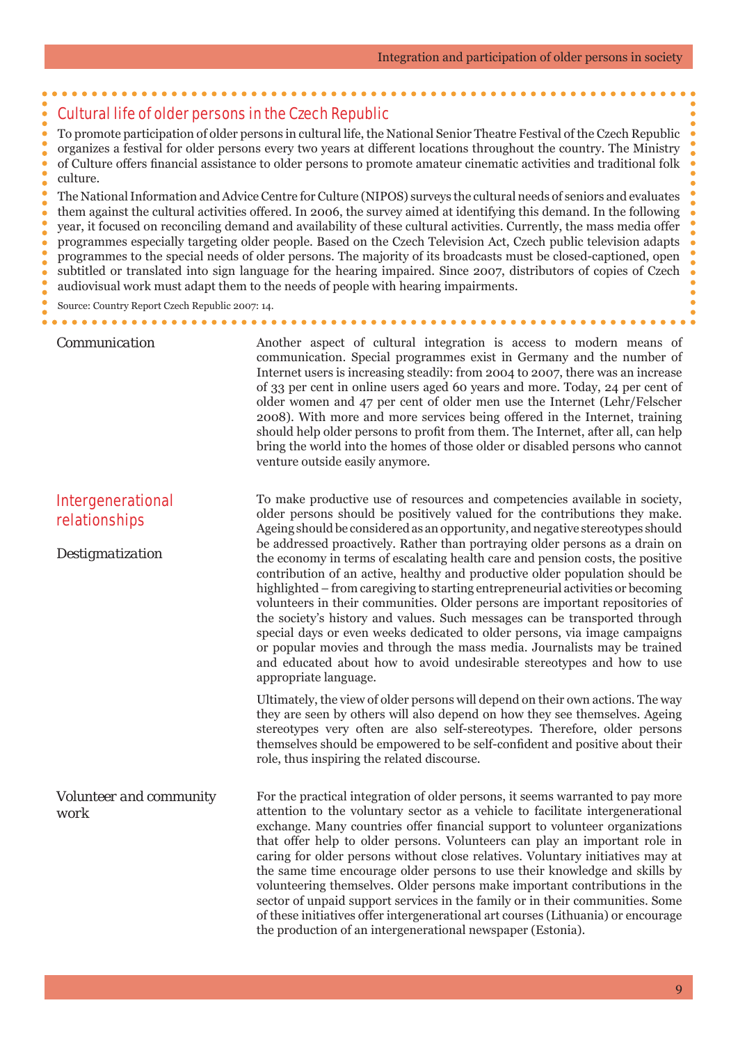### Cultural life of older persons in the Czech Republic

To promote participation of older persons in cultural life, the National Senior Theatre Festival of the Czech Republic organizes a festival for older persons every two years at different locations throughout the country. The Ministry of Culture offers financial assistance to older persons to promote amateur cinematic activities and traditional folk culture.

The National Information and Advice Centre for Culture (NIPOS) surveys the cultural needs of seniors and evaluates them against the cultural activities offered. In 2006, the survey aimed at identifying this demand. In the following year, it focused on reconciling demand and availability of these cultural activities. Currently, the mass media offer programmes especially targeting older people. Based on the Czech Television Act, Czech public television adapts programmes to the special needs of older persons. The majority of its broadcasts must be closed-captioned, open subtitled or translated into sign language for the hearing impaired. Since 2007, distributors of copies of Czech audiovisual work must adapt them to the needs of people with hearing impairments.

Source: Country Report Czech Republic 2007: 14.

#### Communication

Another aspect of cultural integration is access to modern means of communication. Special programmes exist in Germany and the number of Internet users is increasing steadily: from 2004 to 2007, there was an increase of 33 per cent in online users aged 60 years and more. Today, 24 per cent of older women and 47 per cent of older men use the Internet (Lehr/Felscher 2008). With more and more services being offered in the Internet, training should help older persons to profit from them. The Internet, after all, can help bring the world into the homes of those older or disabled persons who cannot venture outside easily anymore.

## Intergenerational relationships

#### Destigmatization

To make productive use of resources and competencies available in society, older persons should be positively valued for the contributions they make. Ageing should be considered as an opportunity, and negative stereotypes should be addressed proactively. Rather than portraying older persons as a drain on the economy in terms of escalating health care and pension costs, the positive contribution of an active, healthy and productive older population should be highlighted – from caregiving to starting entrepreneurial activities or becoming volunteers in their communities. Older persons are important repositories of the society's history and values. Such messages can be transported through special days or even weeks dedicated to older persons, via image campaigns or popular movies and through the mass media. Journalists may be trained and educated about how to avoid undesirable stereotypes and how to use appropriate language.

Ultimately, the view of older persons will depend on their own actions. The way they are seen by others will also depend on how they see themselves. Ageing stereotypes very often are also self-stereotypes. Therefore, older persons themselves should be empowered to be self-confident and positive about their role, thus inspiring the related discourse.

#### Volunteer and community work

For the practical integration of older persons, it seems warranted to pay more attention to the voluntary sector as a vehicle to facilitate intergenerational exchange. Many countries offer financial support to volunteer organizations that offer help to older persons. Volunteers can play an important role in caring for older persons without close relatives. Voluntary initiatives may at the same time encourage older persons to use their knowledge and skills by volunteering themselves. Older persons make important contributions in the sector of unpaid support services in the family or in their communities. Some of these initiatives offer intergenerational art courses (Lithuania) or encourage the production of an intergenerational newspaper (Estonia).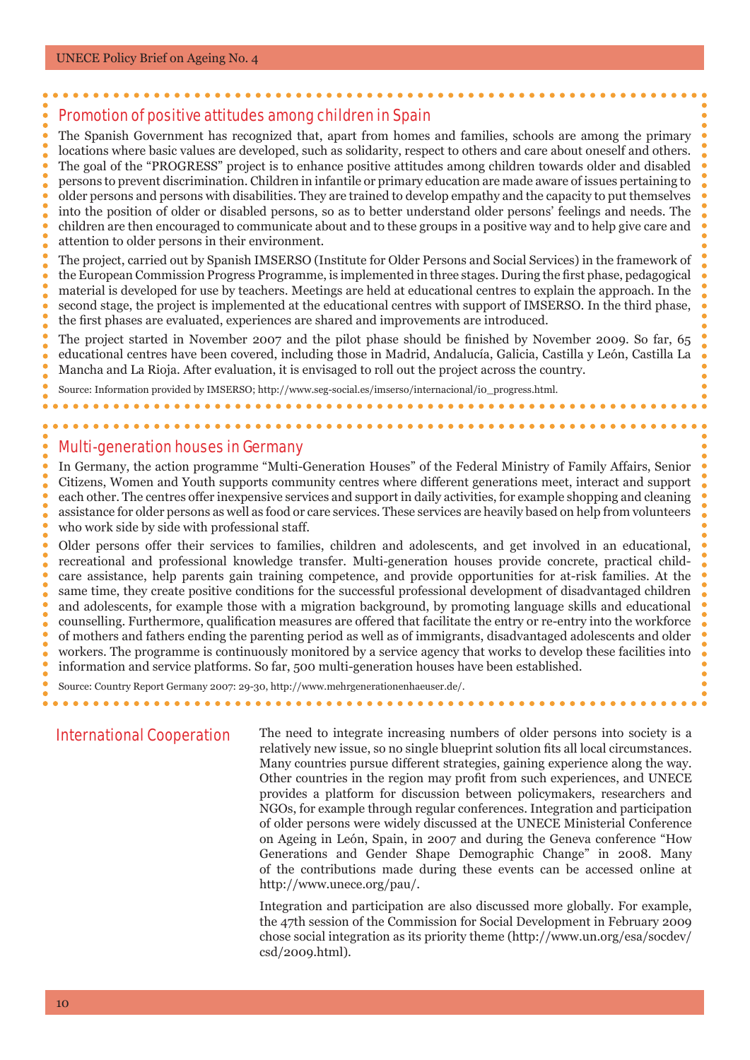### Promotion of positive attitudes among children in Spain

The Spanish Government has recognized that, apart from homes and families, schools are among the primary locations where basic values are developed, such as solidarity, respect to others and care about oneself and others. The goal of the "PROGRESS" project is to enhance positive attitudes among children towards older and disabled persons to prevent discrimination. Children in infantile or primary education are made aware of issues pertaining to older persons and persons with disabilities. They are trained to develop empathy and the capacity to put themselves into the position of older or disabled persons, so as to better understand older persons' feelings and needs. The children are then encouraged to communicate about and to these groups in a positive way and to help give care and attention to older persons in their environment.

The project, carried out by Spanish IMSERSO (Institute for Older Persons and Social Services) in the framework of the European Commission Progress Programme, is implemented in three stages. During the first phase, pedagogical material is developed for use by teachers. Meetings are held at educational centres to explain the approach. In the second stage, the project is implemented at the educational centres with support of IMSERSO. In the third phase, the first phases are evaluated, experiences are shared and improvements are introduced.

The project started in November 2007 and the pilot phase should be finished by November 2009. So far, 65 educational centres have been covered, including those in Madrid, Andalucía, Galicia, Castilla y León, Castilla La Mancha and La Rioja. After evaluation, it is envisaged to roll out the project across the country.

Source: Information provided by IMSERSO; http://www.seg-social.es/imserso/internacional/i0_progress.html.

### Multi-generation houses in Germany

In Germany, the action programme "Multi-Generation Houses" of the Federal Ministry of Family Affairs, Senior Citizens, Women and Youth supports community centres where different generations meet, interact and support each other. The centres offer inexpensive services and support in daily activities, for example shopping and cleaning assistance for older persons as well as food or care services. These services are heavily based on help from volunteers who work side by side with professional staff.

Older persons offer their services to families, children and adolescents, and get involved in an educational, recreational and professional knowledge transfer. Multi-generation houses provide concrete, practical child-care assistance, help parents gain training competence, and provide opportunities for at-risk families. At the same time, they create positive conditions for the successful professional development of disadvantaged children and adolescents, for example those with a migration background, by promoting language skills and educational counselling. Furthermore, qualification measures are offered that facilitate the entry or re-entry into the workforce of mothers and fathers ending the parenting period as well as of immigrants, disadvantaged adolescents and older workers. The programme is continuously monitored by a service agency that works to develop these facilities into information and service platforms. So far, 500 multi-generation houses have been established.

Source: Country Report Germany 2007: 29-30, http://www.mehrgenerationenhaeuser.de/.

## International Cooperation

The need to integrate increasing numbers of older persons into society is a relatively new issue, so no single blueprint solution fits all local circumstances. Many countries pursue different strategies, gaining experience along the way. Other countries in the region may profit from such experiences, and UNECE provides a platform for discussion between policymakers, researchers and NGOs, for example through regular conferences. Integration and participation of older persons were widely discussed at the UNECE Ministerial Conference on Ageing in León, Spain, in 2007 and during the Geneva conference "How Generations and Gender Shape Demographic Change" in 2008. Many of the contributions made during these events can be accessed online at http://www.unece.org/pau/.

Integration and participation are also discussed more globally. For example, the 47th session of the Commission for Social Development in February 2009 chose social integration as its priority theme (http://www.un.org/esa/socdev/csd/2009.html).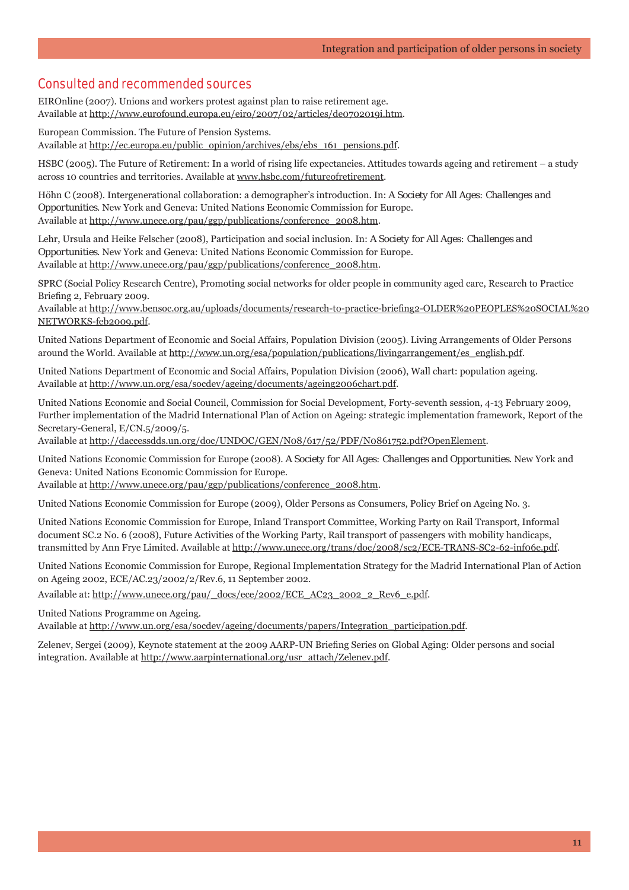## Consulted and recommended sources

EIROnline (2007). Unions and workers protest against plan to raise retirement age.
Available at http://www.eurofound.europa.eu/eiro/2007/02/articles/de0702019i.htm.

European Commission. The Future of Pension Systems.
Available at http://ec.europa.eu/public_opinion/archives/ebs/ebs_161_pensions.pdf.

HSBC (2005). The Future of Retirement: In a world of rising life expectancies. Attitudes towards ageing and retirement – a study across 10 countries and territories. Available at www.hsbc.com/futureofretirement.

Höhn C (2008). Intergenerational collaboration: a demographer's introduction. In: *A Society for All Ages: Challenges and Opportunities*. New York and Geneva: United Nations Economic Commission for Europe.
Available at http://www.unece.org/pau/ggp/publications/conference_2008.htm.

Lehr, Ursula and Heike Felscher (2008), Participation and social inclusion. In: *A Society for All Ages: Challenges and Opportunities*. New York and Geneva: United Nations Economic Commission for Europe.
Available at http://www.unece.org/pau/ggp/publications/conference_2008.htm.

SPRC (Social Policy Research Centre), Promoting social networks for older people in community aged care, Research to Practice Briefing 2, February 2009.
Available at http://www.bensoc.org.au/uploads/documents/research-to-practice-briefing2-OLDER%20PEOPLES%20SOCIAL%20NETWORKS-feb2009.pdf.

United Nations Department of Economic and Social Affairs, Population Division (2005). Living Arrangements of Older Persons around the World. Available at http://www.un.org/esa/population/publications/livingarrangement/es_english.pdf.

United Nations Department of Economic and Social Affairs, Population Division (2006), Wall chart: population ageing.
Available at http://www.un.org/esa/socdev/ageing/documents/ageing2006chart.pdf.

United Nations Economic and Social Council, Commission for Social Development, Forty-seventh session, 4-13 February 2009, Further implementation of the Madrid International Plan of Action on Ageing: strategic implementation framework, Report of the Secretary-General, E/CN.5/2009/5.
Available at http://daccessdds.un.org/doc/UNDOC/GEN/N08/617/52/PDF/N0861752.pdf?OpenElement.

United Nations Economic Commission for Europe (2008). *A Society for All Ages: Challenges and Opportunities*. New York and Geneva: United Nations Economic Commission for Europe.
Available at http://www.unece.org/pau/ggp/publications/conference_2008.htm.

United Nations Economic Commission for Europe (2009), Older Persons as Consumers, Policy Brief on Ageing No. 3.

United Nations Economic Commission for Europe, Inland Transport Committee, Working Party on Rail Transport, Informal document SC.2 No. 6 (2008), Future Activities of the Working Party, Rail transport of passengers with mobility handicaps, transmitted by Ann Frye Limited. Available at http://www.unece.org/trans/doc/2008/sc2/ECE-TRANS-SC2-62-inf06e.pdf.

United Nations Economic Commission for Europe, Regional Implementation Strategy for the Madrid International Plan of Action on Ageing 2002, ECE/AC.23/2002/2/Rev.6, 11 September 2002.

Available at: http://www.unece.org/pau/_docs/ece/2002/ECE_AC23_2002_2_Rev6_e.pdf.

United Nations Programme on Ageing.
Available at http://www.un.org/esa/socdev/ageing/documents/papers/Integration_participation.pdf.

Zelenev, Sergei (2009), Keynote statement at the 2009 AARP-UN Briefing Series on Global Aging: Older persons and social integration. Available at http://www.aarpinternational.org/usr_attach/Zelenev.pdf.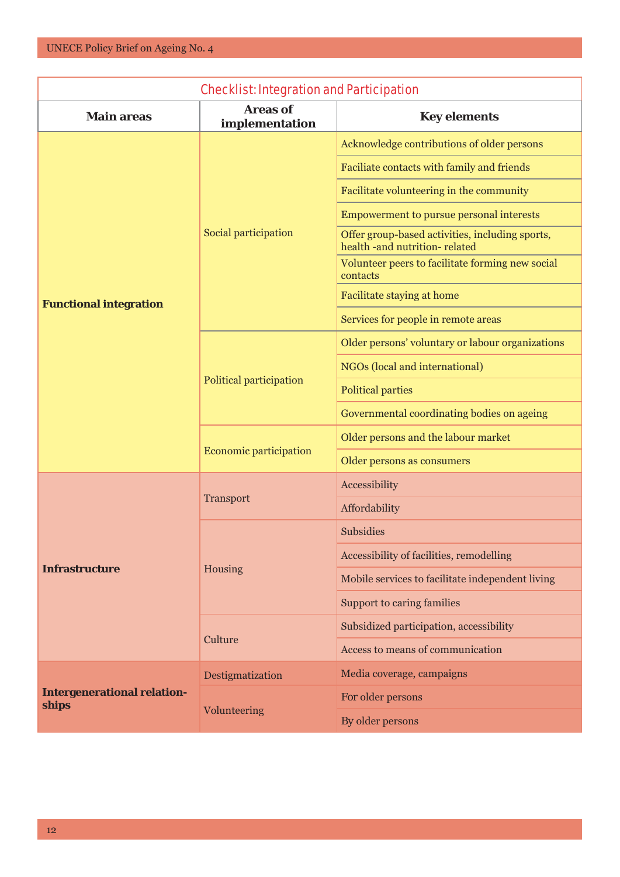## Checklist: Integration and Participation

| Main areas | Areas of implementation | Key elements |
|---|---|---|
| **Functional integration** | Social participation | Acknowledge contributions of older persons |
| | | Faciliate contacts with family and friends |
| | | Facilitate volunteering in the community |
| | | Empowerment to pursue personal interests |
| | | Offer group-based activities, including sports, health -and nutrition- related |
| | | Volunteer peers to facilitate forming new social contacts |
| | | Facilitate staying at home |
| | | Services for people in remote areas |
| | Political participation | Older persons' voluntary or labour organizations |
| | | NGOs (local and international) |
| | | Political parties |
| | | Governmental coordinating bodies on ageing |
| | Economic participation | Older persons and the labour market |
| | | Older persons as consumers |
| **Infrastructure** | Transport | Accessibility |
| | | Affordability |
| | Housing | Subsidies |
| | | Accessibility of facilities, remodelling |
| | | Mobile services to facilitate independent living |
| | | Support to caring families |
| | Culture | Subsidized participation, accessibility |
| | | Access to means of communication |
| **Intergenerational relationships** | Destigmatization | Media coverage, campaigns |
| | Volunteering | For older persons |
| | | By older persons |